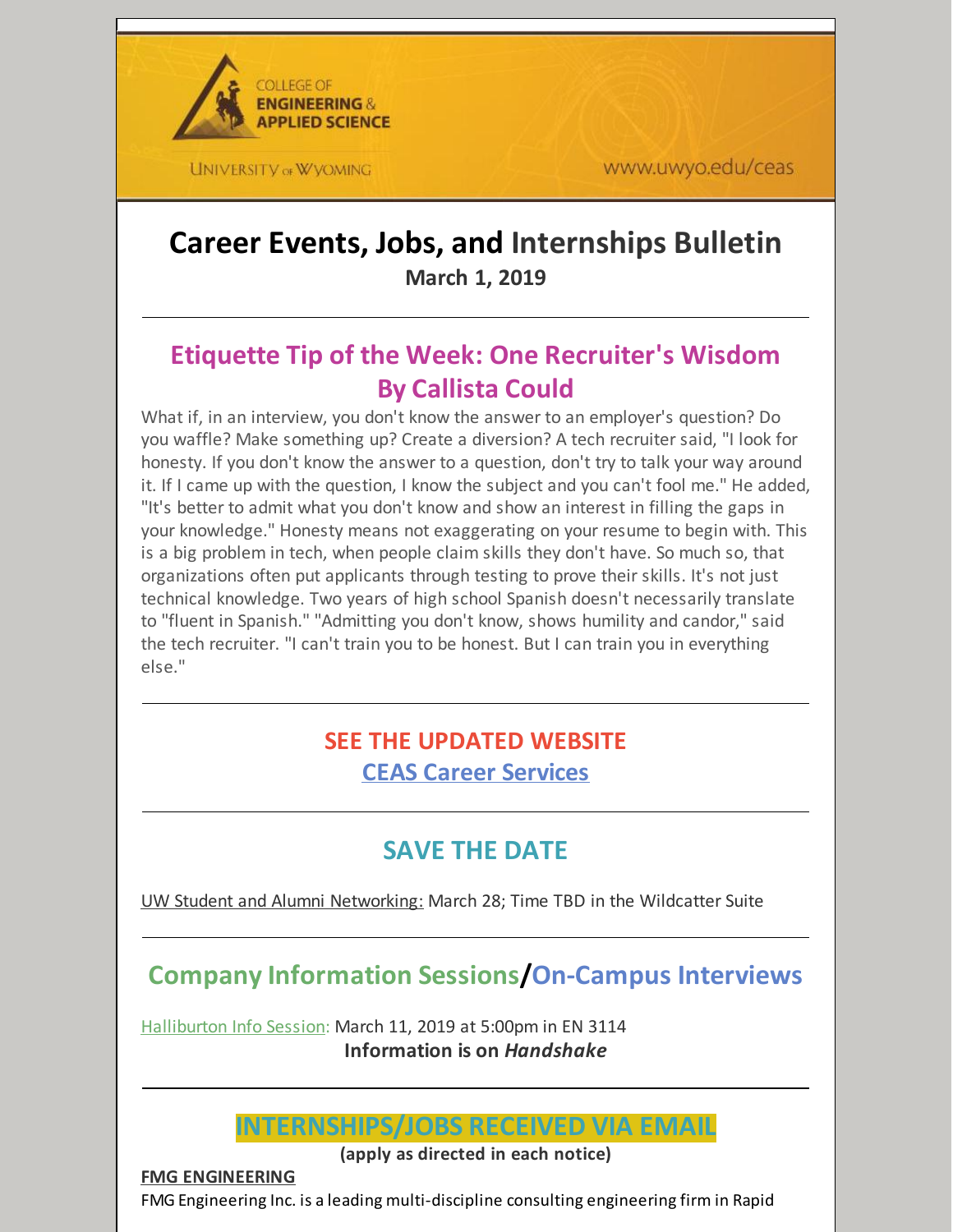COLLEGE OF ENGINEERING & APPLIED SCIENCE

UNIVERSITY of WYOMING

www.uwyo.edu/ceas

# Career Events, Jobs, and Internships Bulletin

**March 1, 2019**

---

## Etiquette Tip of the Week: One Recruiter's Wisdom By Callista Could

What if, in an interview, you don't know the answer to an employer's question? Do you waffle? Make something up? Create a diversion? A tech recruiter said, "I look for honesty. If you don't know the answer to a question, don't try to talk your way around it. If I came up with the question, I know the subject and you can't fool me." He added, "It's better to admit what you don't know and show an interest in filling the gaps in your knowledge." Honesty means not exaggerating on your resume to begin with. This is a big problem in tech, when people claim skills they don't have. So much so, that organizations often put applicants through testing to prove their skills. It's not just technical knowledge. Two years of high school Spanish doesn't necessarily translate to "fluent in Spanish." "Admitting you don't know, shows humility and candor," said the tech recruiter. "I can't train you to be honest. But I can train you in everything else."

---

## SEE THE UPDATED WEBSITE

## CEAS Career Services

---

## SAVE THE DATE

UW Student and Alumni Networking: March 28; Time TBD in the Wildcatter Suite

---

## Company Information Sessions/On-Campus Interviews

Halliburton Info Session: March 11, 2019 at 5:00pm in EN 3114

**Information is on *Handshake***

---

## INTERNSHIPS/JOBS RECEIVED VIA EMAIL

**(apply as directed in each notice)**

**FMG ENGINEERING**

FMG Engineering Inc. is a leading multi-discipline consulting engineering firm in Rapid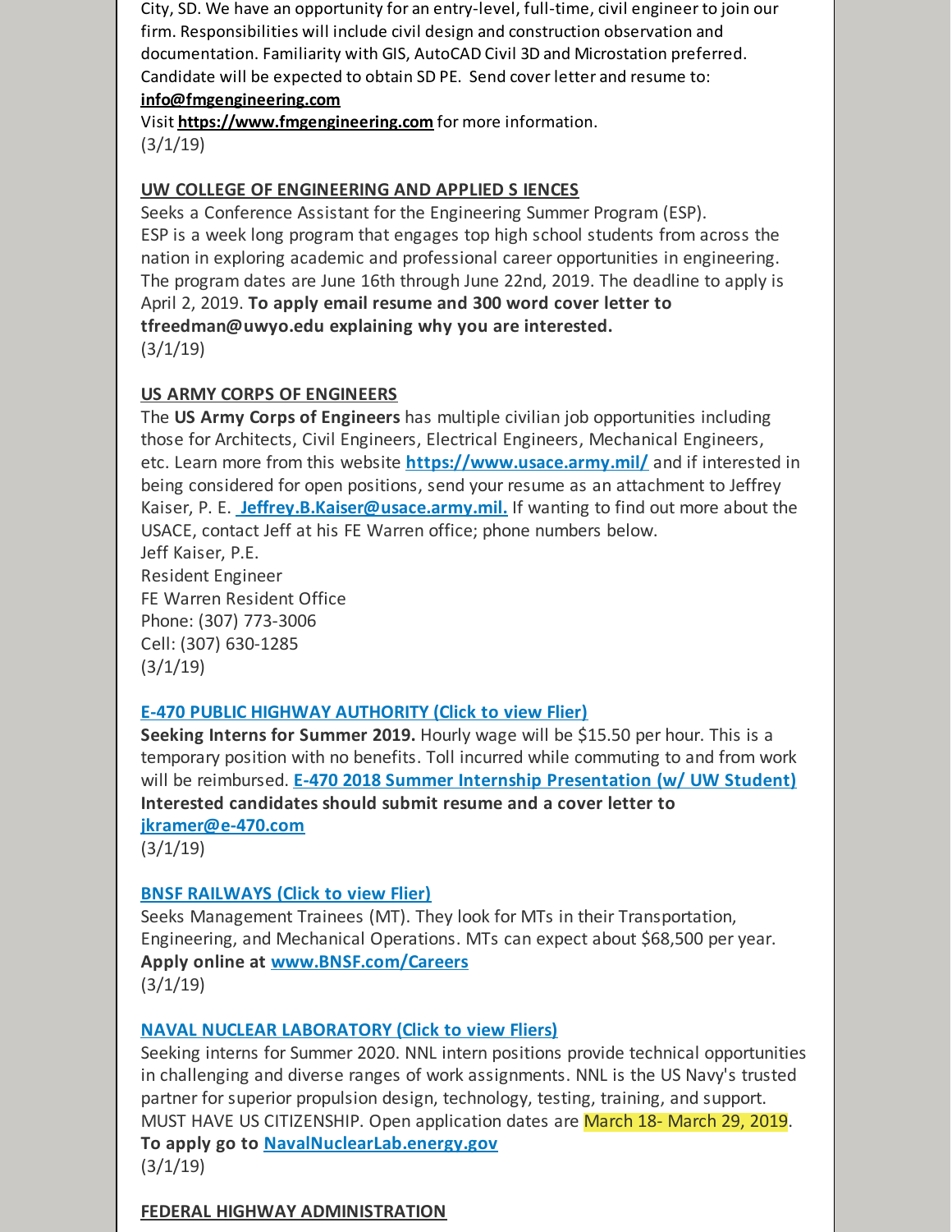City, SD. We have an opportunity for an entry-level, full-time, civil engineer to join our firm. Responsibilities will include civil design and construction observation and documentation. Familiarity with GIS, AutoCAD Civil 3D and Microstation preferred. Candidate will be expected to obtain SD PE. Send cover letter and resume to: **info@fmgengineering.com**
Visit **https://www.fmgengineering.com** for more information.
(3/1/19)

**UW COLLEGE OF ENGINEERING AND APPLIED S IENCES**
Seeks a Conference Assistant for the Engineering Summer Program (ESP). ESP is a week long program that engages top high school students from across the nation in exploring academic and professional career opportunities in engineering. The program dates are June 16th through June 22nd, 2019. The deadline to apply is April 2, 2019. **To apply email resume and 300 word cover letter to tfreedman@uwyo.edu explaining why you are interested.**
(3/1/19)

**US ARMY CORPS OF ENGINEERS**
The **US Army Corps of Engineers** has multiple civilian job opportunities including those for Architects, Civil Engineers, Electrical Engineers, Mechanical Engineers, etc. Learn more from this website **https://www.usace.army.mil/** and if interested in being considered for open positions, send your resume as an attachment to Jeffrey Kaiser, P. E. **Jeffrey.B.Kaiser@usace.army.mil.** If wanting to find out more about the USACE, contact Jeff at his FE Warren office; phone numbers below.
Jeff Kaiser, P.E.
Resident Engineer
FE Warren Resident Office
Phone: (307) 773-3006
Cell: (307) 630-1285
(3/1/19)

**E-470 PUBLIC HIGHWAY AUTHORITY (Click to view Flier)**
**Seeking Interns for Summer 2019.** Hourly wage will be $15.50 per hour. This is a temporary position with no benefits. Toll incurred while commuting to and from work will be reimbursed. **E-470 2018 Summer Internship Presentation (w/ UW Student)** **Interested candidates should submit resume and a cover letter to jkramer@e-470.com**
(3/1/19)

**BNSF RAILWAYS (Click to view Flier)**
Seeks Management Trainees (MT). They look for MTs in their Transportation, Engineering, and Mechanical Operations. MTs can expect about $68,500 per year. **Apply online at www.BNSF.com/Careers**
(3/1/19)

**NAVAL NUCLEAR LABORATORY (Click to view Fliers)**
Seeking interns for Summer 2020. NNL intern positions provide technical opportunities in challenging and diverse ranges of work assignments. NNL is the US Navy's trusted partner for superior propulsion design, technology, testing, training, and support. MUST HAVE US CITIZENSHIP. Open application dates are March 18- March 29, 2019.
**To apply go to NavalNuclearLab.energy.gov**
(3/1/19)

**FEDERAL HIGHWAY ADMINISTRATION**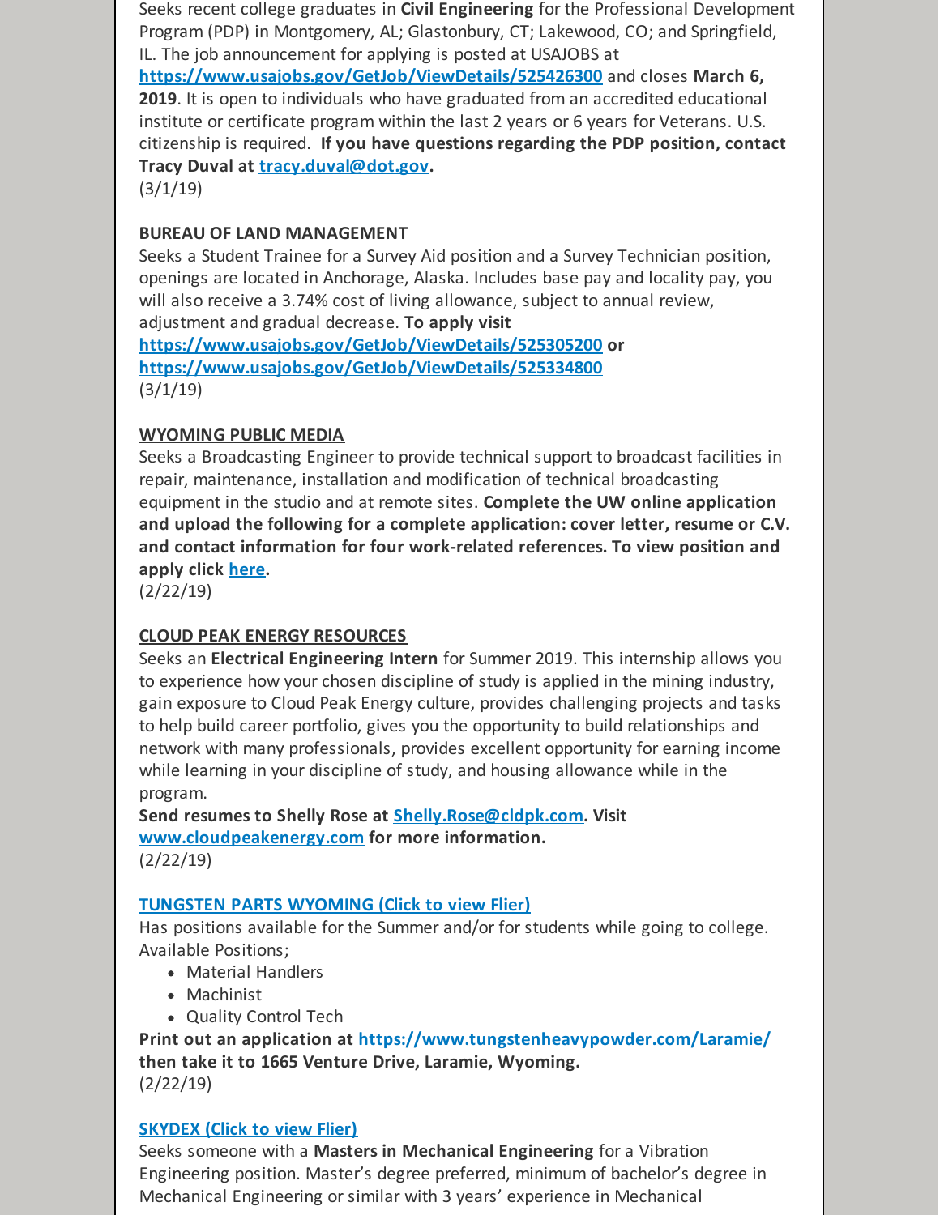Seeks recent college graduates in **Civil Engineering** for the Professional Development Program (PDP) in Montgomery, AL; Glastonbury, CT; Lakewood, CO; and Springfield, IL. The job announcement for applying is posted at USAJOBS at **https://www.usajobs.gov/GetJob/ViewDetails/525426300** and closes **March 6, 2019**. It is open to individuals who have graduated from an accredited educational institute or certificate program within the last 2 years or 6 years for Veterans. U.S. citizenship is required. **If you have questions regarding the PDP position, contact Tracy Duval at tracy.duval@dot.gov.**
(3/1/19)

**BUREAU OF LAND MANAGEMENT**
Seeks a Student Trainee for a Survey Aid position and a Survey Technician position, openings are located in Anchorage, Alaska. Includes base pay and locality pay, you will also receive a 3.74% cost of living allowance, subject to annual review, adjustment and gradual decrease. **To apply visit https://www.usajobs.gov/GetJob/ViewDetails/525305200 or https://www.usajobs.gov/GetJob/ViewDetails/525334800**
(3/1/19)

**WYOMING PUBLIC MEDIA**
Seeks a Broadcasting Engineer to provide technical support to broadcast facilities in repair, maintenance, installation and modification of technical broadcasting equipment in the studio and at remote sites. **Complete the UW online application and upload the following for a complete application: cover letter, resume or C.V. and contact information for four work-related references. To view position and apply click here.**
(2/22/19)

**CLOUD PEAK ENERGY RESOURCES**
Seeks an **Electrical Engineering Intern** for Summer 2019. This internship allows you to experience how your chosen discipline of study is applied in the mining industry, gain exposure to Cloud Peak Energy culture, provides challenging projects and tasks to help build career portfolio, gives you the opportunity to build relationships and network with many professionals, provides excellent opportunity for earning income while learning in your discipline of study, and housing allowance while in the program.
**Send resumes to Shelly Rose at Shelly.Rose@cldpk.com. Visit www.cloudpeakenergy.com for more information.**
(2/22/19)

**TUNGSTEN PARTS WYOMING (Click to view Flier)**
Has positions available for the Summer and/or for students while going to college. Available Positions;

- Material Handlers
- Machinist
- Quality Control Tech

**Print out an application at https://www.tungstenheavypowder.com/Laramie/ then take it to 1665 Venture Drive, Laramie, Wyoming.**
(2/22/19)

**SKYDEX (Click to view Flier)**
Seeks someone with a **Masters in Mechanical Engineering** for a Vibration Engineering position. Master's degree preferred, minimum of bachelor's degree in Mechanical Engineering or similar with 3 years' experience in Mechanical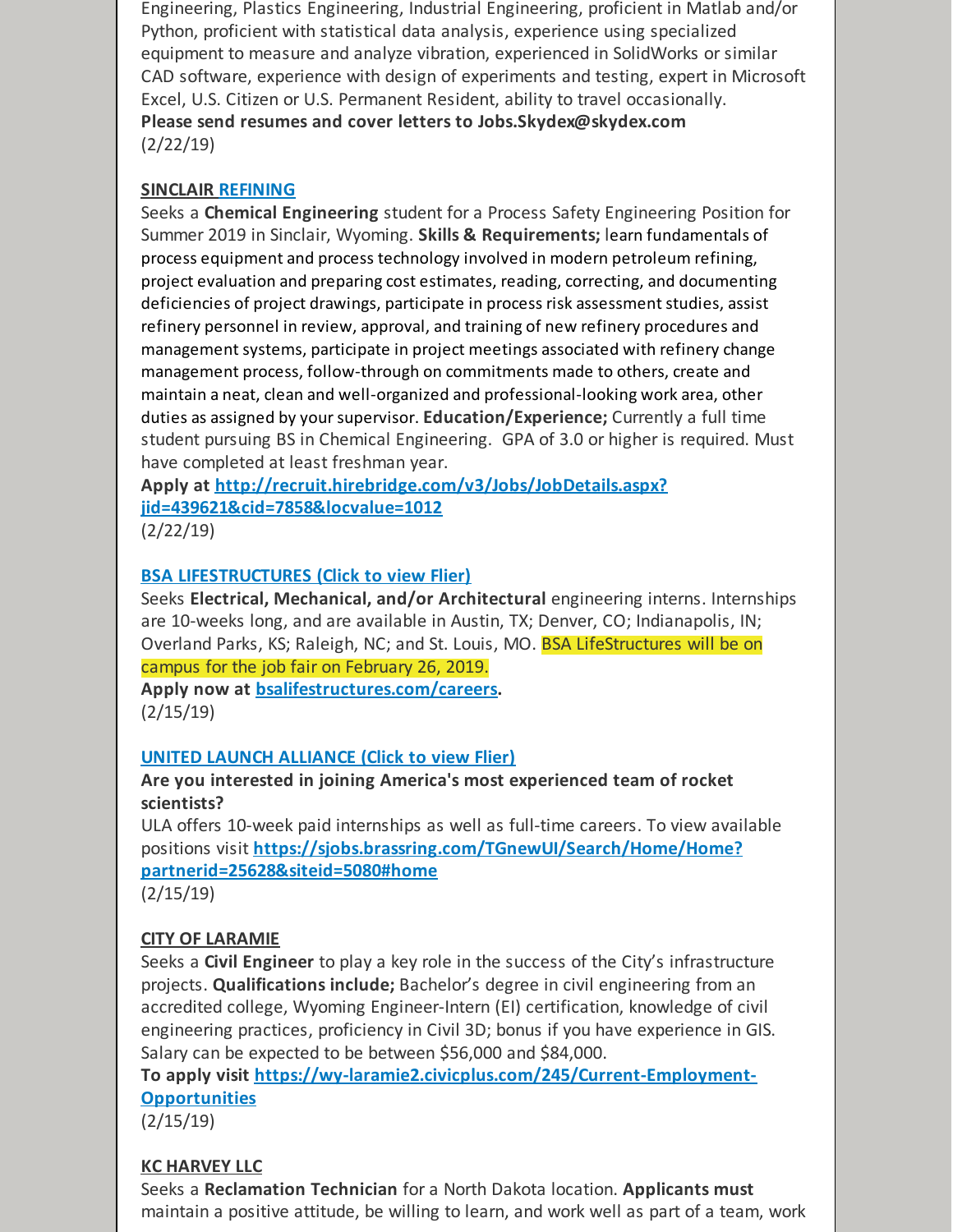Engineering, Plastics Engineering, Industrial Engineering, proficient in Matlab and/or Python, proficient with statistical data analysis, experience using specialized equipment to measure and analyze vibration, experienced in SolidWorks or similar CAD software, experience with design of experiments and testing, expert in Microsoft Excel, U.S. Citizen or U.S. Permanent Resident, ability to travel occasionally.
**Please send resumes and cover letters to Jobs.Skydex@skydex.com**
(2/22/19)

**SINCLAIR REFINING**
Seeks a **Chemical Engineering** student for a Process Safety Engineering Position for Summer 2019 in Sinclair, Wyoming. **Skills & Requirements;** learn fundamentals of process equipment and process technology involved in modern petroleum refining, project evaluation and preparing cost estimates, reading, correcting, and documenting deficiencies of project drawings, participate in process risk assessment studies, assist refinery personnel in review, approval, and training of new refinery procedures and management systems, participate in project meetings associated with refinery change management process, follow-through on commitments made to others, create and maintain a neat, clean and well-organized and professional-looking work area, other duties as assigned by your supervisor. **Education/Experience;** Currently a full time student pursuing BS in Chemical Engineering. GPA of 3.0 or higher is required. Must have completed at least freshman year.
**Apply at http://recruit.hirebridge.com/v3/Jobs/JobDetails.aspx?jid=439621&cid=7858&locvalue=1012**
(2/22/19)

**BSA LIFESTRUCTURES (Click to view Flier)**
Seeks **Electrical, Mechanical, and/or Architectural** engineering interns. Internships are 10-weeks long, and are available in Austin, TX; Denver, CO; Indianapolis, IN; Overland Parks, KS; Raleigh, NC; and St. Louis, MO. BSA LifeStructures will be on campus for the job fair on February 26, 2019.
**Apply now at bsalifestructures.com/careers.**
(2/15/19)

**UNITED LAUNCH ALLIANCE (Click to view Flier)**
**Are you interested in joining America's most experienced team of rocket scientists?**
ULA offers 10-week paid internships as well as full-time careers. To view available positions visit **https://sjobs.brassring.com/TGnewUI/Search/Home/Home?partnerid=25628&siteid=5080#home**
(2/15/19)

**CITY OF LARAMIE**
Seeks a **Civil Engineer** to play a key role in the success of the City's infrastructure projects. **Qualifications include;** Bachelor's degree in civil engineering from an accredited college, Wyoming Engineer-Intern (EI) certification, knowledge of civil engineering practices, proficiency in Civil 3D; bonus if you have experience in GIS. Salary can be expected to be between $56,000 and $84,000.
**To apply visit https://wy-laramie2.civicplus.com/245/Current-Employment-Opportunities**
(2/15/19)

**KC HARVEY LLC**
Seeks a **Reclamation Technician** for a North Dakota location. **Applicants must** maintain a positive attitude, be willing to learn, and work well as part of a team, work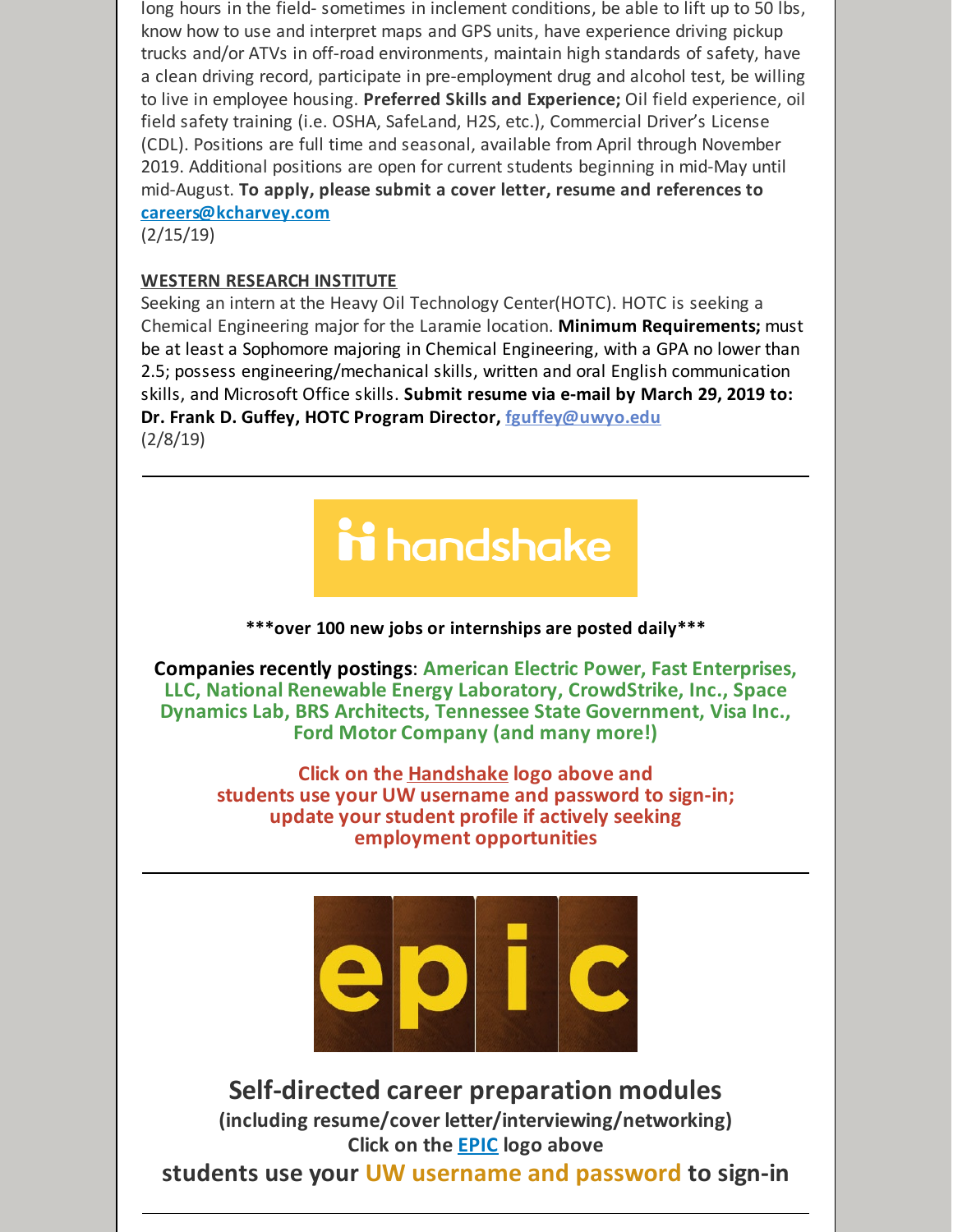long hours in the field- sometimes in inclement conditions, be able to lift up to 50 lbs, know how to use and interpret maps and GPS units, have experience driving pickup trucks and/or ATVs in off-road environments, maintain high standards of safety, have a clean driving record, participate in pre-employment drug and alcohol test, be willing to live in employee housing. **Preferred Skills and Experience;** Oil field experience, oil field safety training (i.e. OSHA, SafeLand, H2S, etc.), Commercial Driver's License (CDL). Positions are full time and seasonal, available from April through November 2019. Additional positions are open for current students beginning in mid-May until mid-August. **To apply, please submit a cover letter, resume and references to careers@kcharvey.com**
(2/15/19)

**WESTERN RESEARCH INSTITUTE**
Seeking an intern at the Heavy Oil Technology Center(HOTC). HOTC is seeking a Chemical Engineering major for the Laramie location. **Minimum Requirements;** must be at least a Sophomore majoring in Chemical Engineering, with a GPA no lower than 2.5; possess engineering/mechanical skills, written and oral English communication skills, and Microsoft Office skills. **Submit resume via e-mail by March 29, 2019 to: Dr. Frank D. Guffey, HOTC Program Director, fguffey@uwyo.edu**
(2/8/19)

---

handshake

**\*\*\*over 100 new jobs or internships are posted daily\*\*\***

**Companies recently postings: American Electric Power, Fast Enterprises, LLC, National Renewable Energy Laboratory, CrowdStrike, Inc., Space Dynamics Lab, BRS Architects, Tennessee State Government, Visa Inc., Ford Motor Company (and many more!)**

**Click on the Handshake logo above and students use your UW username and password to sign-in; update your student profile if actively seeking employment opportunities**

---

epic

## Self-directed career preparation modules

**(including resume/cover letter/interviewing/networking)**
**Click on the EPIC logo above**
**students use your UW username and password to sign-in**

---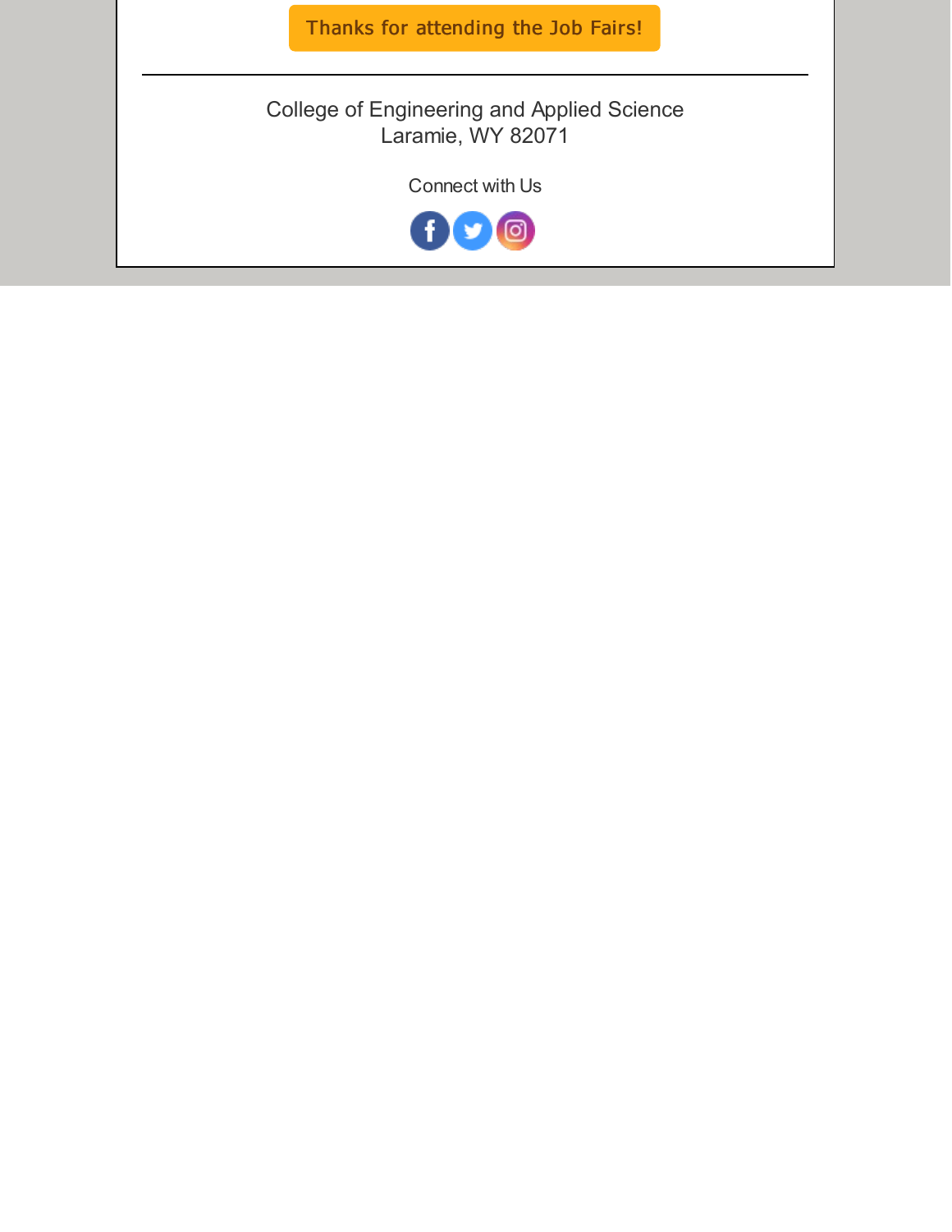Thanks for attending the Job Fairs!

---

College of Engineering and Applied Science
Laramie, WY 82071

Connect with Us